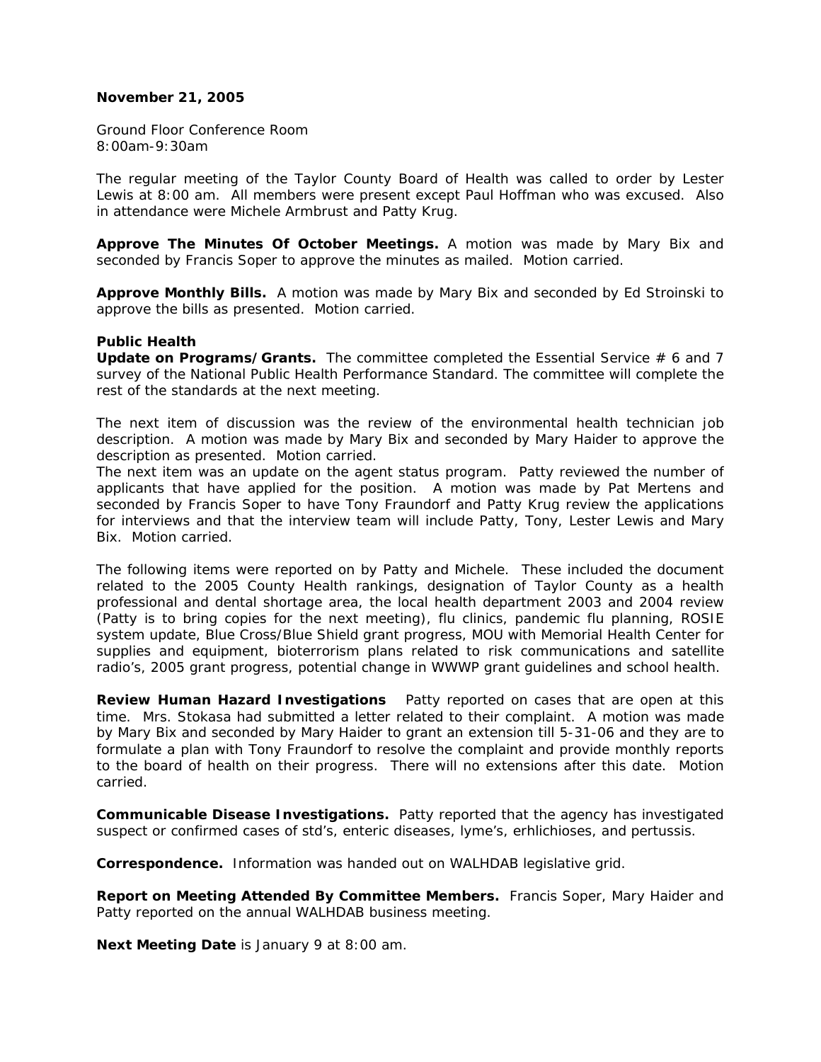**November 21, 2005**

Ground Floor Conference Room
8:00am-9:30am

The regular meeting of the Taylor County Board of Health was called to order by Lester Lewis at 8:00 am. All members were present except Paul Hoffman who was excused. Also in attendance were Michele Armbrust and Patty Krug.

**Approve The Minutes Of October Meetings.** A motion was made by Mary Bix and seconded by Francis Soper to approve the minutes as mailed. Motion carried.

**Approve Monthly Bills.** A motion was made by Mary Bix and seconded by Ed Stroinski to approve the bills as presented. Motion carried.

**Public Health**
**Update on Programs/Grants.** The committee completed the Essential Service # 6 and 7 survey of the National Public Health Performance Standard. The committee will complete the rest of the standards at the next meeting.

The next item of discussion was the review of the environmental health technician job description. A motion was made by Mary Bix and seconded by Mary Haider to approve the description as presented. Motion carried.
The next item was an update on the agent status program. Patty reviewed the number of applicants that have applied for the position. A motion was made by Pat Mertens and seconded by Francis Soper to have Tony Fraundorf and Patty Krug review the applications for interviews and that the interview team will include Patty, Tony, Lester Lewis and Mary Bix. Motion carried.

The following items were reported on by Patty and Michele. These included the document related to the 2005 County Health rankings, designation of Taylor County as a health professional and dental shortage area, the local health department 2003 and 2004 review (Patty is to bring copies for the next meeting), flu clinics, pandemic flu planning, ROSIE system update, Blue Cross/Blue Shield grant progress, MOU with Memorial Health Center for supplies and equipment, bioterrorism plans related to risk communications and satellite radio's, 2005 grant progress, potential change in WWWP grant guidelines and school health.

**Review Human Hazard Investigations** Patty reported on cases that are open at this time. Mrs. Stokasa had submitted a letter related to their complaint. A motion was made by Mary Bix and seconded by Mary Haider to grant an extension till 5-31-06 and they are to formulate a plan with Tony Fraundorf to resolve the complaint and provide monthly reports to the board of health on their progress. There will no extensions after this date. Motion carried.

**Communicable Disease Investigations.** Patty reported that the agency has investigated suspect or confirmed cases of std's, enteric diseases, lyme's, erhlichioses, and pertussis.

**Correspondence.** Information was handed out on WALHDAB legislative grid.

**Report on Meeting Attended By Committee Members.** Francis Soper, Mary Haider and Patty reported on the annual WALHDAB business meeting.

**Next Meeting Date** is January 9 at 8:00 am.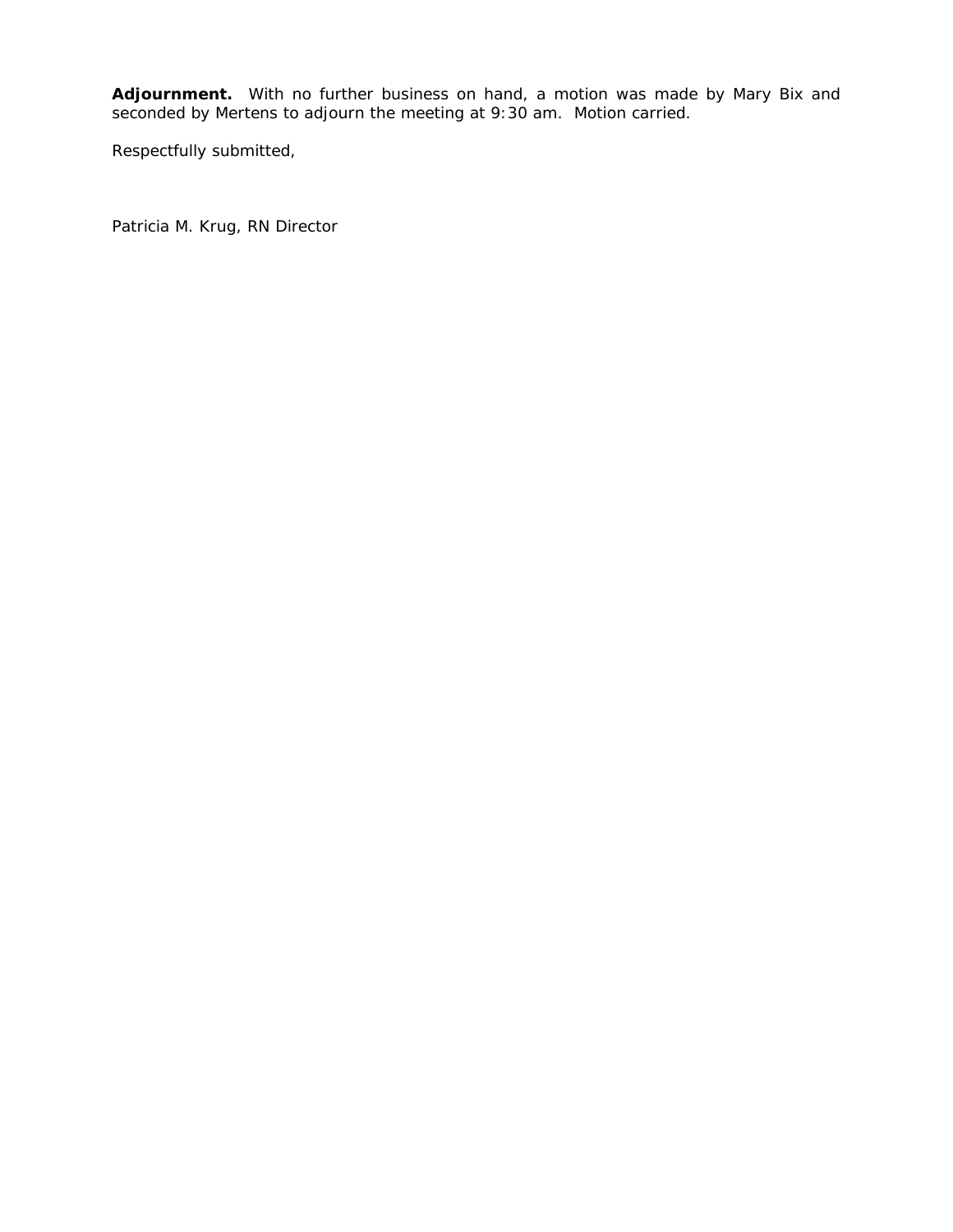**Adjournment.** With no further business on hand, a motion was made by Mary Bix and seconded by Mertens to adjourn the meeting at 9:30 am. Motion carried.

Respectfully submitted,

Patricia M. Krug, RN Director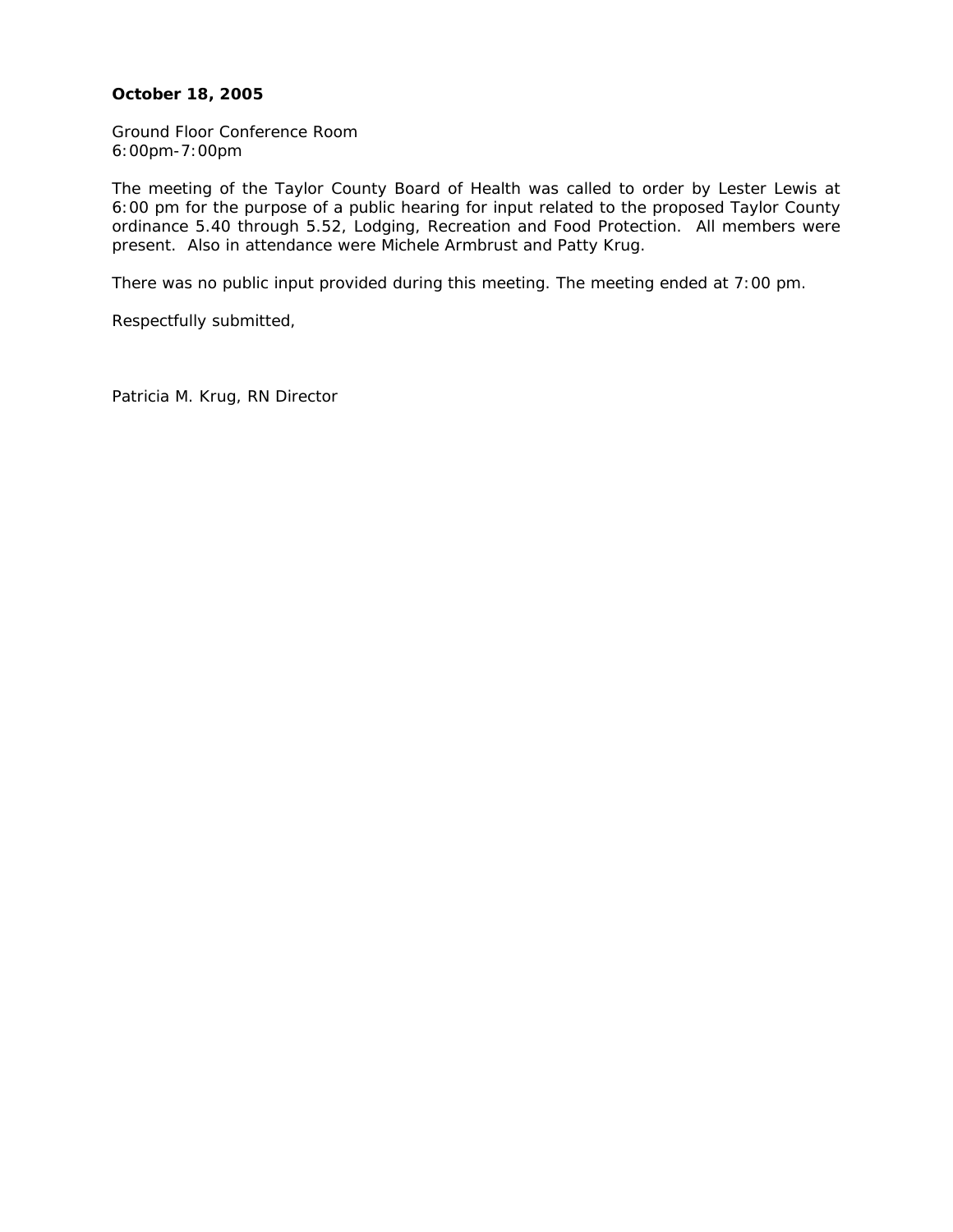**October 18, 2005**

Ground Floor Conference Room
6:00pm-7:00pm

The meeting of the Taylor County Board of Health was called to order by Lester Lewis at 6:00 pm for the purpose of a public hearing for input related to the proposed Taylor County ordinance 5.40 through 5.52, Lodging, Recreation and Food Protection. All members were present. Also in attendance were Michele Armbrust and Patty Krug.

There was no public input provided during this meeting. The meeting ended at 7:00 pm.

Respectfully submitted,

Patricia M. Krug, RN Director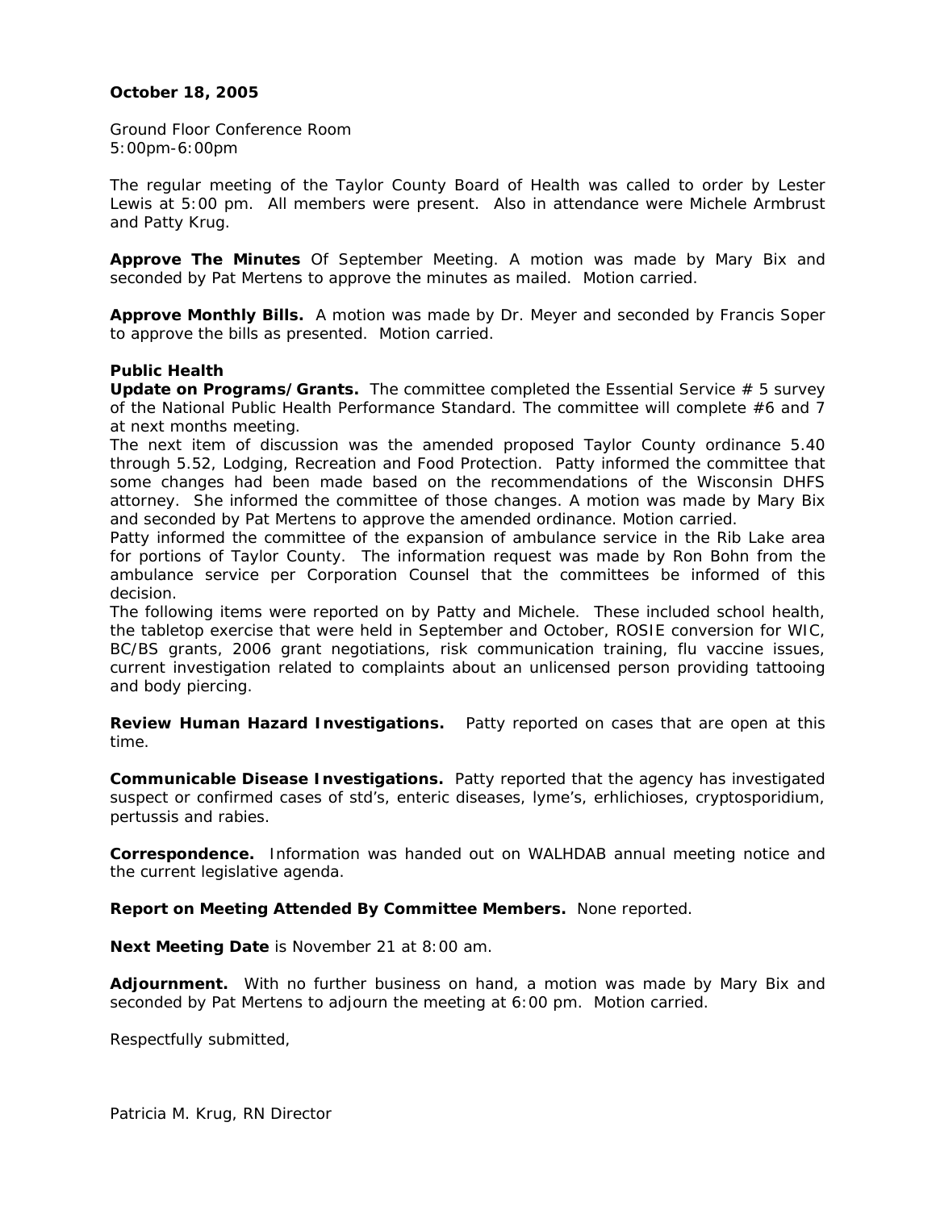**October 18, 2005**

Ground Floor Conference Room
5:00pm-6:00pm

The regular meeting of the Taylor County Board of Health was called to order by Lester Lewis at 5:00 pm. All members were present. Also in attendance were Michele Armbrust and Patty Krug.

**Approve The Minutes** Of September Meeting. A motion was made by Mary Bix and seconded by Pat Mertens to approve the minutes as mailed. Motion carried.

**Approve Monthly Bills.** A motion was made by Dr. Meyer and seconded by Francis Soper to approve the bills as presented. Motion carried.

**Public Health**
**Update on Programs/Grants.** The committee completed the Essential Service # 5 survey of the National Public Health Performance Standard. The committee will complete #6 and 7 at next months meeting.
The next item of discussion was the amended proposed Taylor County ordinance 5.40 through 5.52, Lodging, Recreation and Food Protection. Patty informed the committee that some changes had been made based on the recommendations of the Wisconsin DHFS attorney. She informed the committee of those changes. A motion was made by Mary Bix and seconded by Pat Mertens to approve the amended ordinance. Motion carried.
Patty informed the committee of the expansion of ambulance service in the Rib Lake area for portions of Taylor County. The information request was made by Ron Bohn from the ambulance service per Corporation Counsel that the committees be informed of this decision.
The following items were reported on by Patty and Michele. These included school health, the tabletop exercise that were held in September and October, ROSIE conversion for WIC, BC/BS grants, 2006 grant negotiations, risk communication training, flu vaccine issues, current investigation related to complaints about an unlicensed person providing tattooing and body piercing.

**Review Human Hazard Investigations.** Patty reported on cases that are open at this time.

**Communicable Disease Investigations.** Patty reported that the agency has investigated suspect or confirmed cases of std's, enteric diseases, lyme's, erhlichioses, cryptosporidium, pertussis and rabies.

**Correspondence.** Information was handed out on WALHDAB annual meeting notice and the current legislative agenda.

**Report on Meeting Attended By Committee Members.** None reported.

**Next Meeting Date** is November 21 at 8:00 am.

**Adjournment.** With no further business on hand, a motion was made by Mary Bix and seconded by Pat Mertens to adjourn the meeting at 6:00 pm. Motion carried.

Respectfully submitted,

Patricia M. Krug, RN Director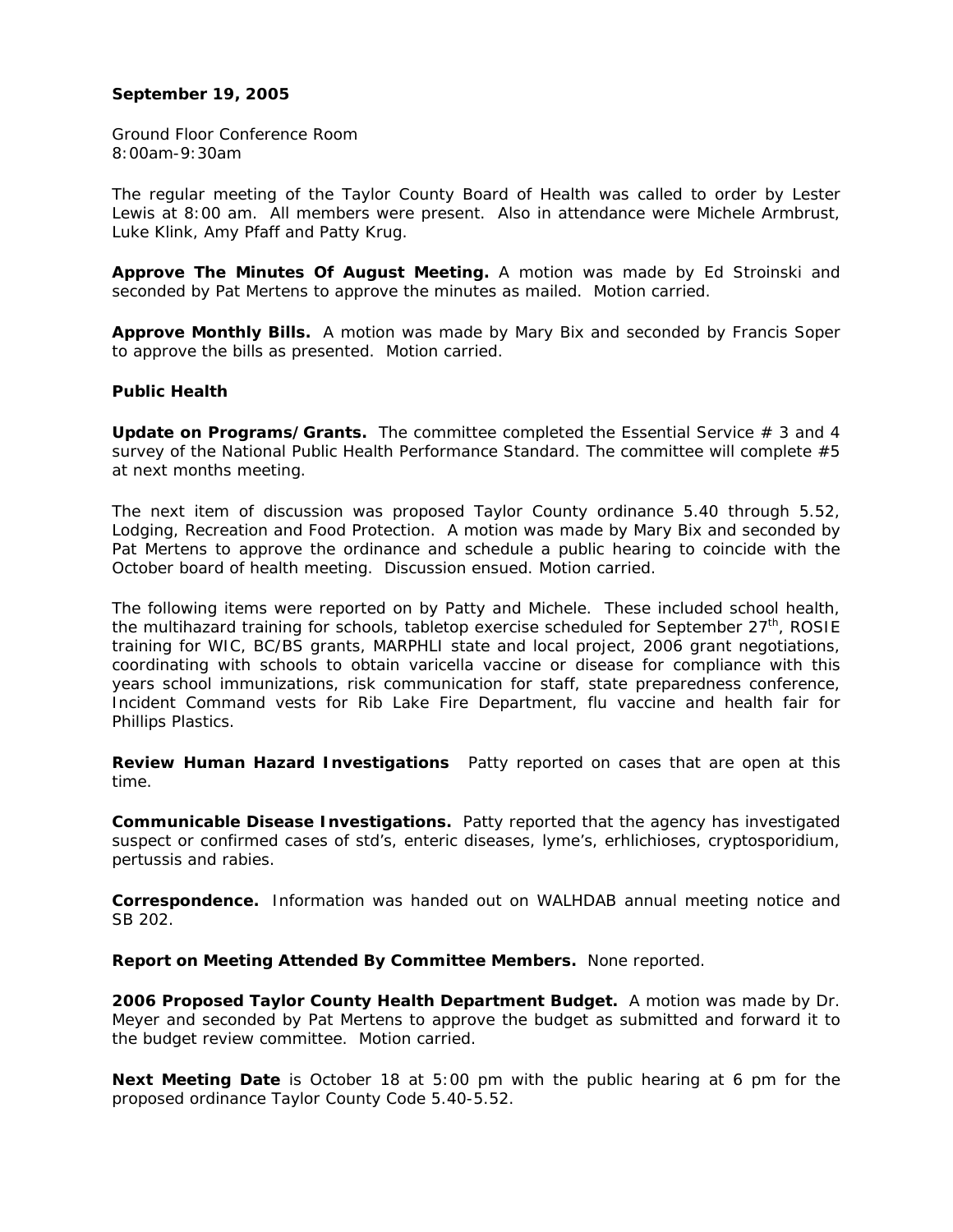**September 19, 2005**

Ground Floor Conference Room
8:00am-9:30am

The regular meeting of the Taylor County Board of Health was called to order by Lester Lewis at 8:00 am. All members were present. Also in attendance were Michele Armbrust, Luke Klink, Amy Pfaff and Patty Krug.

**Approve The Minutes Of August Meeting.** A motion was made by Ed Stroinski and seconded by Pat Mertens to approve the minutes as mailed. Motion carried.

**Approve Monthly Bills.** A motion was made by Mary Bix and seconded by Francis Soper to approve the bills as presented. Motion carried.

**Public Health**

**Update on Programs/Grants.** The committee completed the Essential Service # 3 and 4 survey of the National Public Health Performance Standard. The committee will complete #5 at next months meeting.

The next item of discussion was proposed Taylor County ordinance 5.40 through 5.52, Lodging, Recreation and Food Protection. A motion was made by Mary Bix and seconded by Pat Mertens to approve the ordinance and schedule a public hearing to coincide with the October board of health meeting. Discussion ensued. Motion carried.

The following items were reported on by Patty and Michele. These included school health, the multihazard training for schools, tabletop exercise scheduled for September 27th, ROSIE training for WIC, BC/BS grants, MARPHLI state and local project, 2006 grant negotiations, coordinating with schools to obtain varicella vaccine or disease for compliance with this years school immunizations, risk communication for staff, state preparedness conference, Incident Command vests for Rib Lake Fire Department, flu vaccine and health fair for Phillips Plastics.

**Review Human Hazard Investigations** Patty reported on cases that are open at this time.

**Communicable Disease Investigations.** Patty reported that the agency has investigated suspect or confirmed cases of std's, enteric diseases, lyme's, erhlichioses, cryptosporidium, pertussis and rabies.

**Correspondence.** Information was handed out on WALHDAB annual meeting notice and SB 202.

**Report on Meeting Attended By Committee Members.** None reported.

**2006 Proposed Taylor County Health Department Budget.** A motion was made by Dr. Meyer and seconded by Pat Mertens to approve the budget as submitted and forward it to the budget review committee. Motion carried.

**Next Meeting Date** is October 18 at 5:00 pm with the public hearing at 6 pm for the proposed ordinance Taylor County Code 5.40-5.52.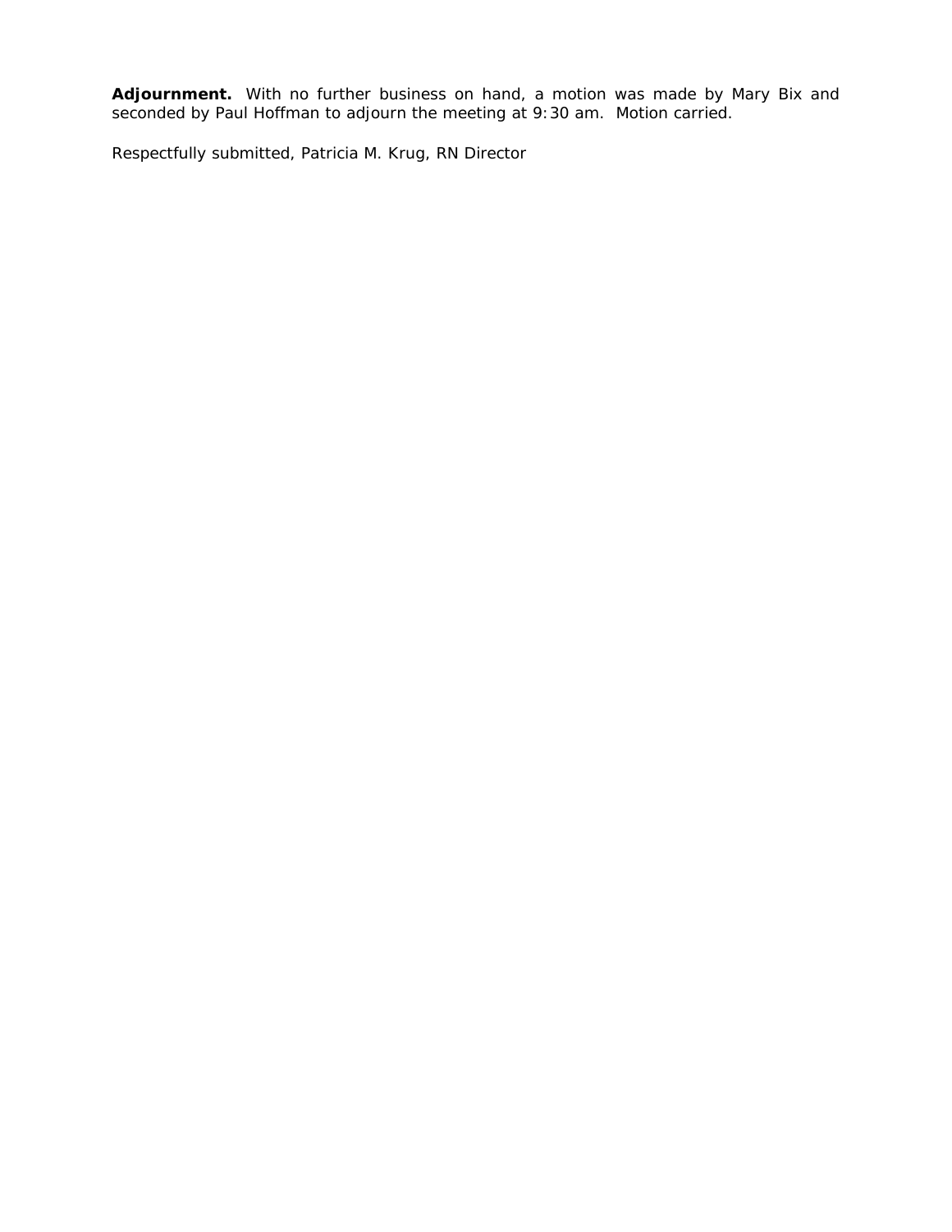**Adjournment.** With no further business on hand, a motion was made by Mary Bix and seconded by Paul Hoffman to adjourn the meeting at 9:30 am. Motion carried.

Respectfully submitted, Patricia M. Krug, RN Director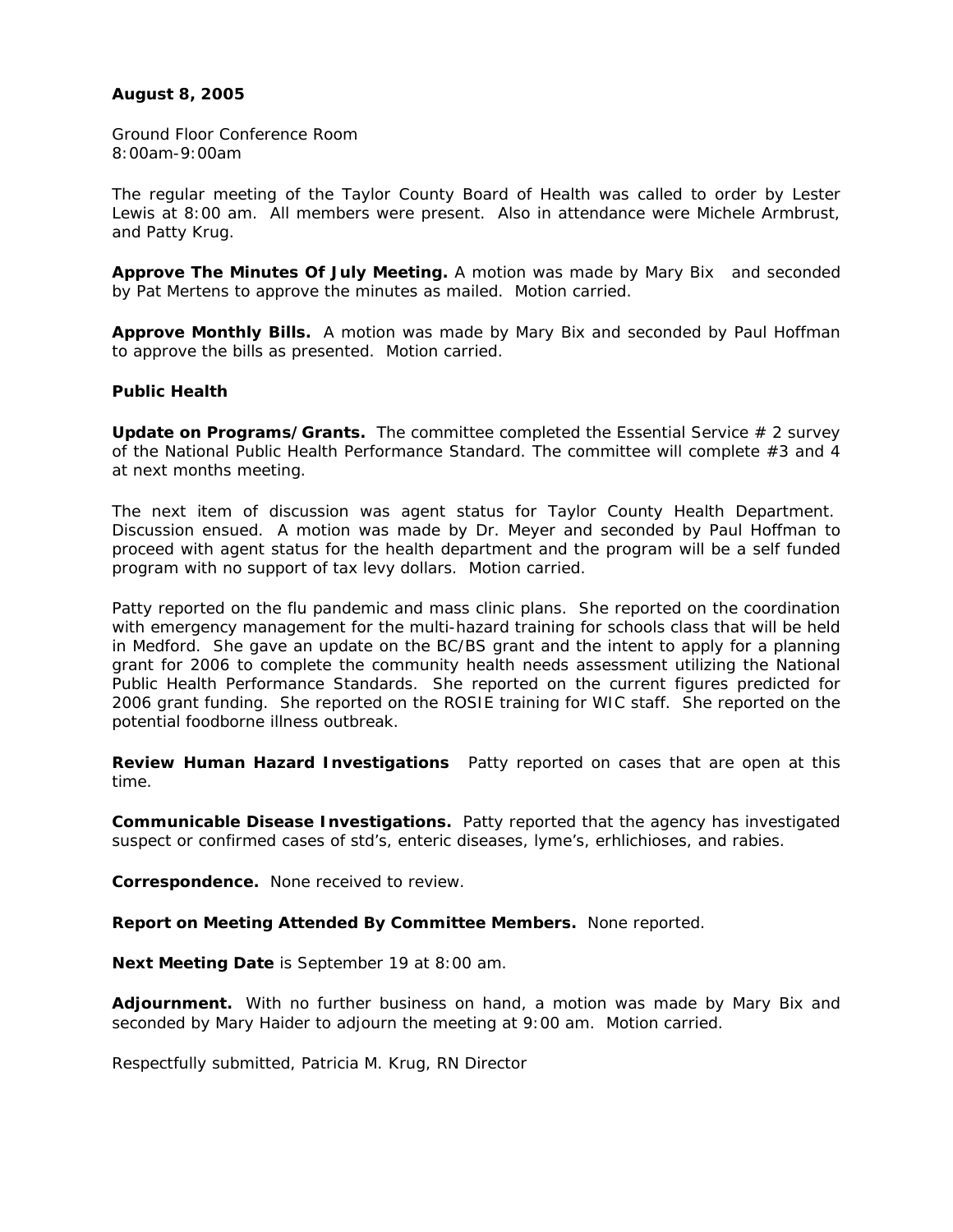**August 8, 2005**

Ground Floor Conference Room
8:00am-9:00am

The regular meeting of the Taylor County Board of Health was called to order by Lester Lewis at 8:00 am. All members were present. Also in attendance were Michele Armbrust, and Patty Krug.

**Approve The Minutes Of July Meeting.** A motion was made by Mary Bix and seconded by Pat Mertens to approve the minutes as mailed. Motion carried.

**Approve Monthly Bills.** A motion was made by Mary Bix and seconded by Paul Hoffman to approve the bills as presented. Motion carried.

**Public Health**

**Update on Programs/Grants.** The committee completed the Essential Service # 2 survey of the National Public Health Performance Standard. The committee will complete #3 and 4 at next months meeting.

The next item of discussion was agent status for Taylor County Health Department. Discussion ensued. A motion was made by Dr. Meyer and seconded by Paul Hoffman to proceed with agent status for the health department and the program will be a self funded program with no support of tax levy dollars. Motion carried.

Patty reported on the flu pandemic and mass clinic plans. She reported on the coordination with emergency management for the multi-hazard training for schools class that will be held in Medford. She gave an update on the BC/BS grant and the intent to apply for a planning grant for 2006 to complete the community health needs assessment utilizing the National Public Health Performance Standards. She reported on the current figures predicted for 2006 grant funding. She reported on the ROSIE training for WIC staff. She reported on the potential foodborne illness outbreak.

**Review Human Hazard Investigations** Patty reported on cases that are open at this time.

**Communicable Disease Investigations.** Patty reported that the agency has investigated suspect or confirmed cases of std's, enteric diseases, lyme's, erhlichioses, and rabies.

**Correspondence.** None received to review.

**Report on Meeting Attended By Committee Members.** None reported.

**Next Meeting Date** is September 19 at 8:00 am.

**Adjournment.** With no further business on hand, a motion was made by Mary Bix and seconded by Mary Haider to adjourn the meeting at 9:00 am. Motion carried.

Respectfully submitted, Patricia M. Krug, RN Director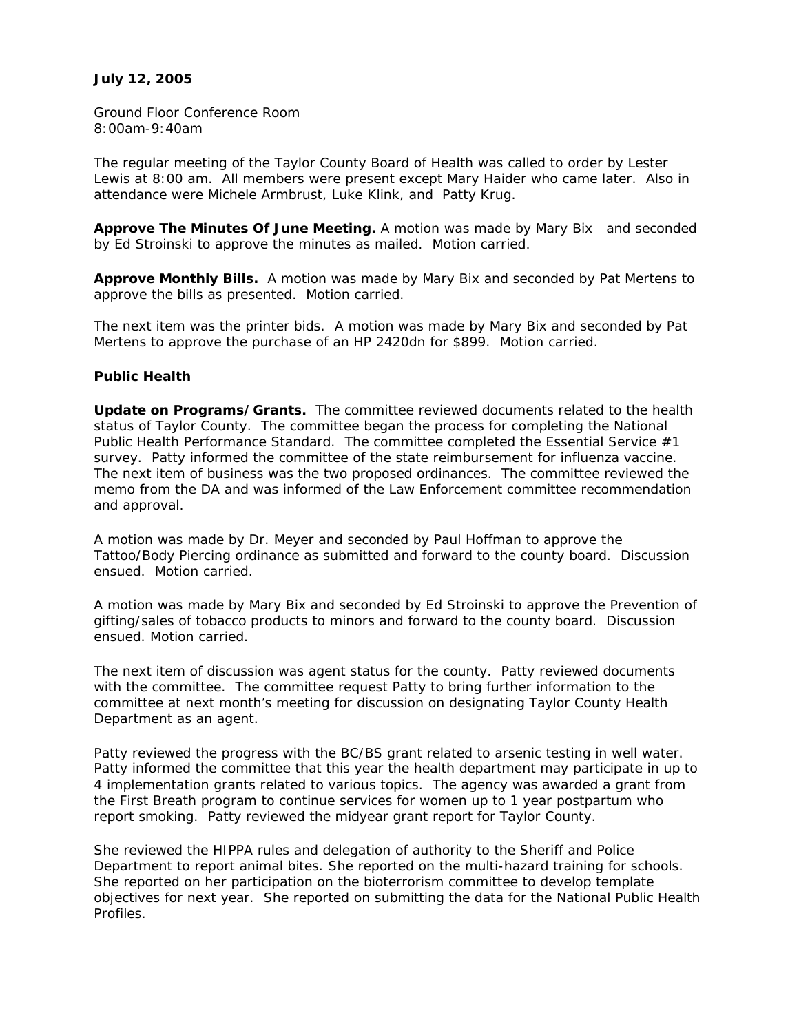**July 12, 2005**

Ground Floor Conference Room
8:00am-9:40am

The regular meeting of the Taylor County Board of Health was called to order by Lester Lewis at 8:00 am. All members were present except Mary Haider who came later. Also in attendance were Michele Armbrust, Luke Klink, and Patty Krug.

**Approve The Minutes Of June Meeting.** A motion was made by Mary Bix and seconded by Ed Stroinski to approve the minutes as mailed. Motion carried.

**Approve Monthly Bills.** A motion was made by Mary Bix and seconded by Pat Mertens to approve the bills as presented. Motion carried.

The next item was the printer bids. A motion was made by Mary Bix and seconded by Pat Mertens to approve the purchase of an HP 2420dn for $899. Motion carried.

**Public Health**

**Update on Programs/Grants.** The committee reviewed documents related to the health status of Taylor County. The committee began the process for completing the National Public Health Performance Standard. The committee completed the Essential Service #1 survey. Patty informed the committee of the state reimbursement for influenza vaccine. The next item of business was the two proposed ordinances. The committee reviewed the memo from the DA and was informed of the Law Enforcement committee recommendation and approval.

A motion was made by Dr. Meyer and seconded by Paul Hoffman to approve the Tattoo/Body Piercing ordinance as submitted and forward to the county board. Discussion ensued. Motion carried.

A motion was made by Mary Bix and seconded by Ed Stroinski to approve the Prevention of gifting/sales of tobacco products to minors and forward to the county board. Discussion ensued. Motion carried.

The next item of discussion was agent status for the county. Patty reviewed documents with the committee. The committee request Patty to bring further information to the committee at next month's meeting for discussion on designating Taylor County Health Department as an agent.

Patty reviewed the progress with the BC/BS grant related to arsenic testing in well water. Patty informed the committee that this year the health department may participate in up to 4 implementation grants related to various topics. The agency was awarded a grant from the First Breath program to continue services for women up to 1 year postpartum who report smoking. Patty reviewed the midyear grant report for Taylor County.

She reviewed the HIPPA rules and delegation of authority to the Sheriff and Police Department to report animal bites. She reported on the multi-hazard training for schools. She reported on her participation on the bioterrorism committee to develop template objectives for next year. She reported on submitting the data for the National Public Health Profiles.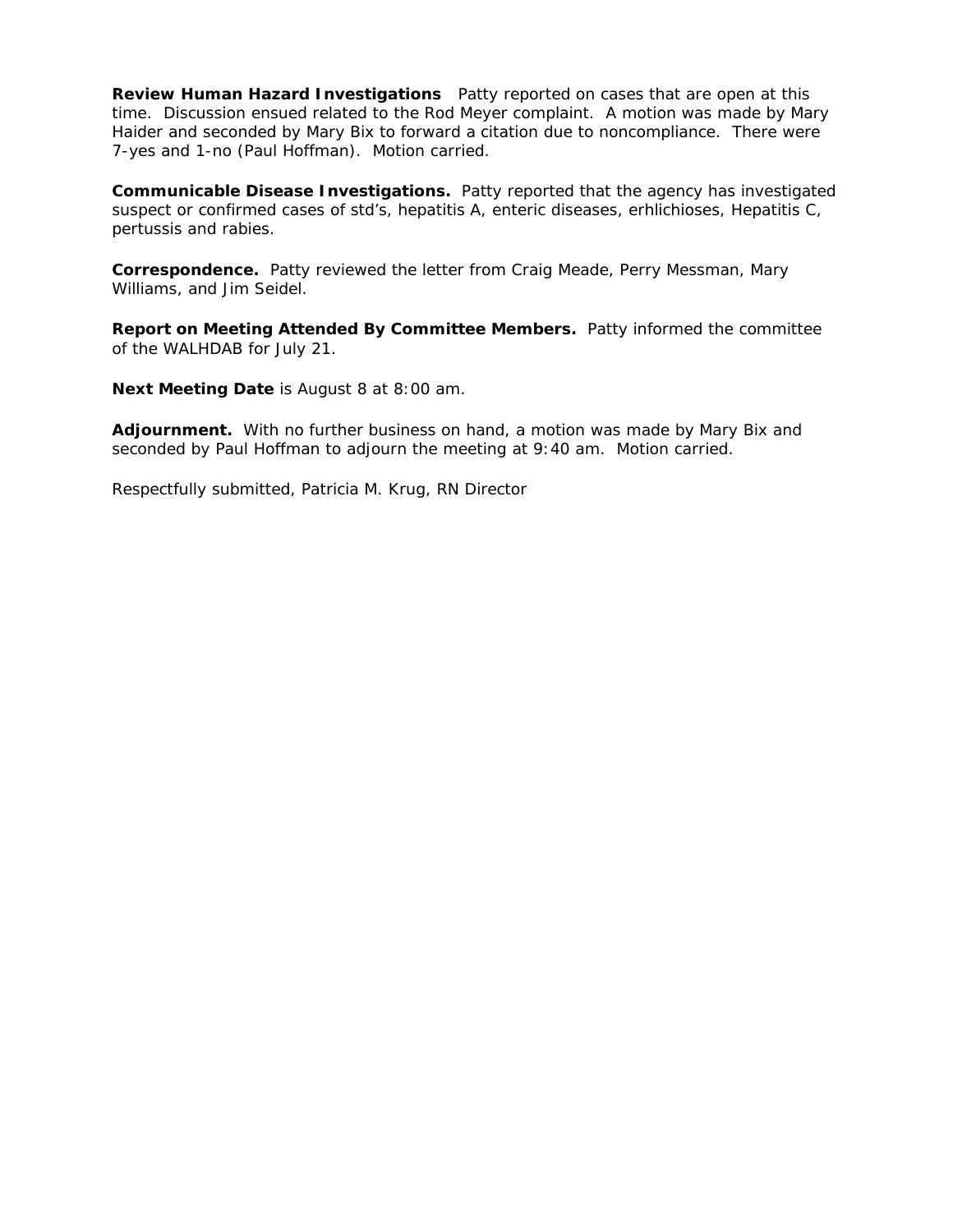**Review Human Hazard Investigations** Patty reported on cases that are open at this time. Discussion ensued related to the Rod Meyer complaint. A motion was made by Mary Haider and seconded by Mary Bix to forward a citation due to noncompliance. There were 7-yes and 1-no (Paul Hoffman). Motion carried.

**Communicable Disease Investigations.** Patty reported that the agency has investigated suspect or confirmed cases of std's, hepatitis A, enteric diseases, erhlichioses, Hepatitis C, pertussis and rabies.

**Correspondence.** Patty reviewed the letter from Craig Meade, Perry Messman, Mary Williams, and Jim Seidel.

**Report on Meeting Attended By Committee Members.** Patty informed the committee of the WALHDAB for July 21.

**Next Meeting Date** is August 8 at 8:00 am.

**Adjournment.** With no further business on hand, a motion was made by Mary Bix and seconded by Paul Hoffman to adjourn the meeting at 9:40 am. Motion carried.

Respectfully submitted, Patricia M. Krug, RN Director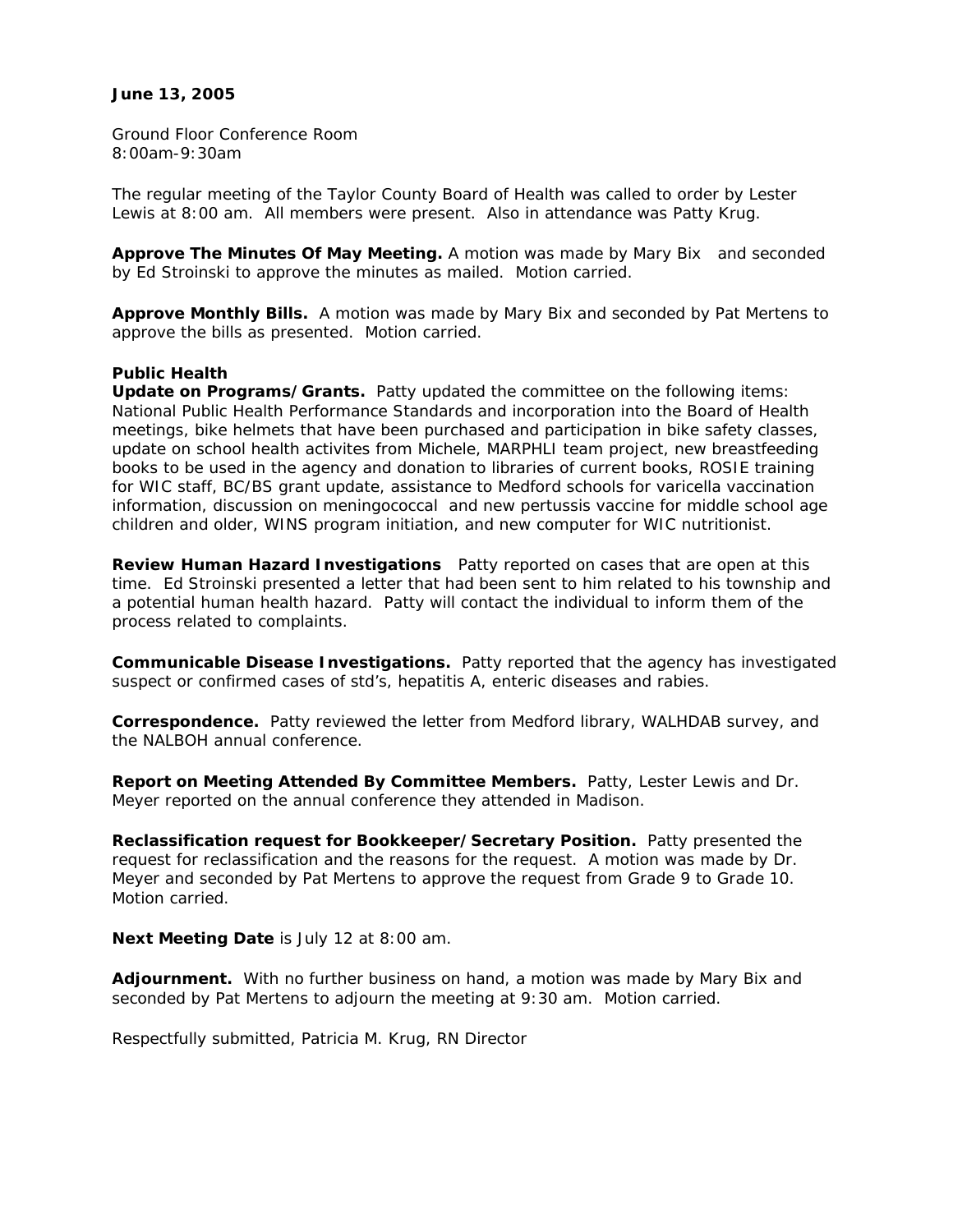**June 13, 2005**

Ground Floor Conference Room
8:00am-9:30am

The regular meeting of the Taylor County Board of Health was called to order by Lester Lewis at 8:00 am. All members were present. Also in attendance was Patty Krug.

**Approve The Minutes Of May Meeting.** A motion was made by Mary Bix and seconded by Ed Stroinski to approve the minutes as mailed. Motion carried.

**Approve Monthly Bills.** A motion was made by Mary Bix and seconded by Pat Mertens to approve the bills as presented. Motion carried.

**Public Health**
**Update on Programs/Grants.** Patty updated the committee on the following items: National Public Health Performance Standards and incorporation into the Board of Health meetings, bike helmets that have been purchased and participation in bike safety classes, update on school health activites from Michele, MARPHLI team project, new breastfeeding books to be used in the agency and donation to libraries of current books, ROSIE training for WIC staff, BC/BS grant update, assistance to Medford schools for varicella vaccination information, discussion on meningococcal and new pertussis vaccine for middle school age children and older, WINS program initiation, and new computer for WIC nutritionist.

**Review Human Hazard Investigations** Patty reported on cases that are open at this time. Ed Stroinski presented a letter that had been sent to him related to his township and a potential human health hazard. Patty will contact the individual to inform them of the process related to complaints.

**Communicable Disease Investigations.** Patty reported that the agency has investigated suspect or confirmed cases of std's, hepatitis A, enteric diseases and rabies.

**Correspondence.** Patty reviewed the letter from Medford library, WALHDAB survey, and the NALBOH annual conference.

**Report on Meeting Attended By Committee Members.** Patty, Lester Lewis and Dr. Meyer reported on the annual conference they attended in Madison.

**Reclassification request for Bookkeeper/Secretary Position.** Patty presented the request for reclassification and the reasons for the request. A motion was made by Dr. Meyer and seconded by Pat Mertens to approve the request from Grade 9 to Grade 10. Motion carried.

**Next Meeting Date** is July 12 at 8:00 am.

**Adjournment.** With no further business on hand, a motion was made by Mary Bix and seconded by Pat Mertens to adjourn the meeting at 9:30 am. Motion carried.

Respectfully submitted, Patricia M. Krug, RN Director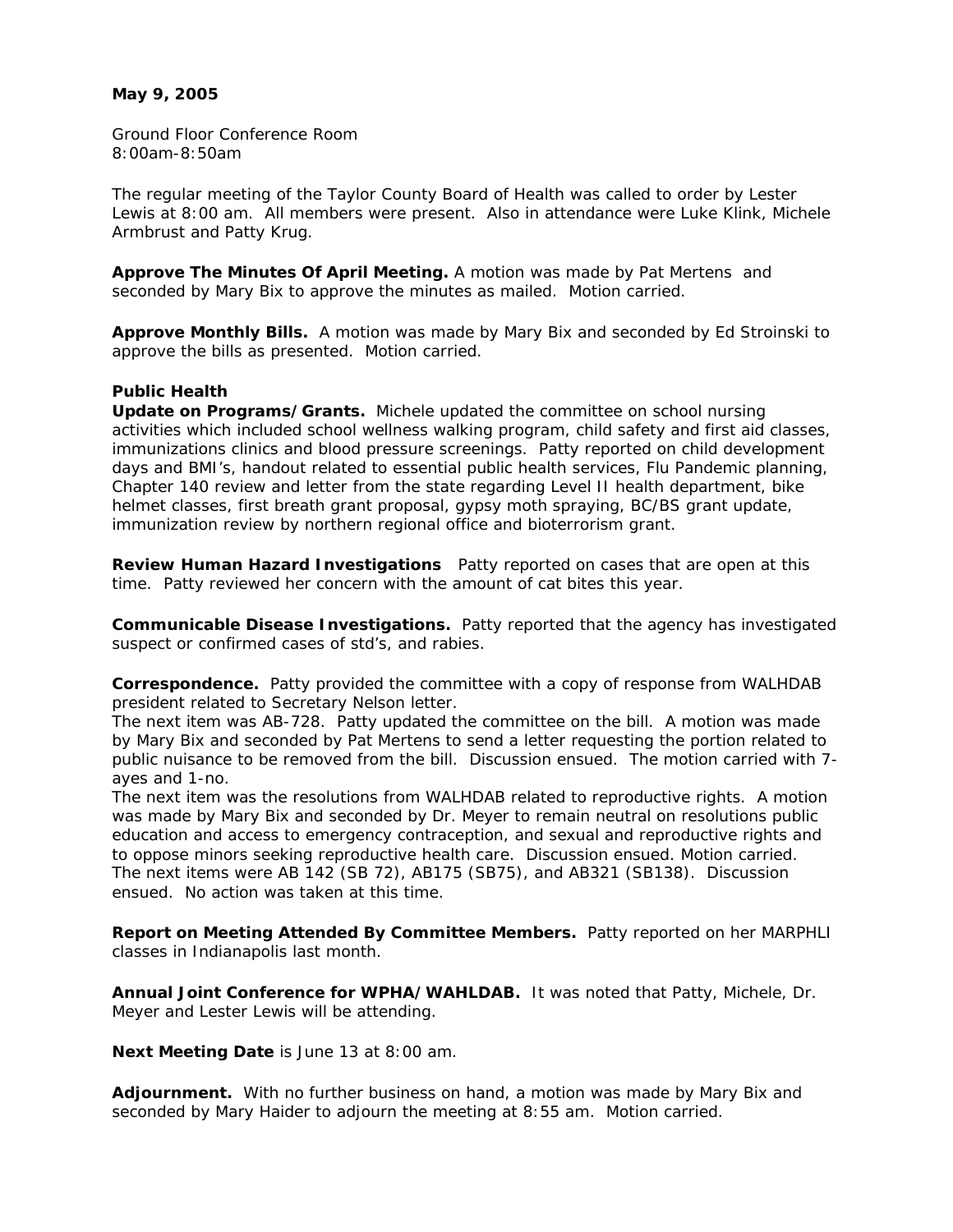**May 9, 2005**

Ground Floor Conference Room
8:00am-8:50am

The regular meeting of the Taylor County Board of Health was called to order by Lester Lewis at 8:00 am. All members were present. Also in attendance were Luke Klink, Michele Armbrust and Patty Krug.

**Approve The Minutes Of April Meeting.** A motion was made by Pat Mertens and seconded by Mary Bix to approve the minutes as mailed. Motion carried.

**Approve Monthly Bills.** A motion was made by Mary Bix and seconded by Ed Stroinski to approve the bills as presented. Motion carried.

**Public Health**
**Update on Programs/Grants.** Michele updated the committee on school nursing activities which included school wellness walking program, child safety and first aid classes, immunizations clinics and blood pressure screenings. Patty reported on child development days and BMI's, handout related to essential public health services, Flu Pandemic planning, Chapter 140 review and letter from the state regarding Level II health department, bike helmet classes, first breath grant proposal, gypsy moth spraying, BC/BS grant update, immunization review by northern regional office and bioterrorism grant.

**Review Human Hazard Investigations** Patty reported on cases that are open at this time. Patty reviewed her concern with the amount of cat bites this year.

**Communicable Disease Investigations.** Patty reported that the agency has investigated suspect or confirmed cases of std's, and rabies.

**Correspondence.** Patty provided the committee with a copy of response from WALHDAB president related to Secretary Nelson letter.
The next item was AB-728. Patty updated the committee on the bill. A motion was made by Mary Bix and seconded by Pat Mertens to send a letter requesting the portion related to public nuisance to be removed from the bill. Discussion ensued. The motion carried with 7-ayes and 1-no.
The next item was the resolutions from WALHDAB related to reproductive rights. A motion was made by Mary Bix and seconded by Dr. Meyer to remain neutral on resolutions public education and access to emergency contraception, and sexual and reproductive rights and to oppose minors seeking reproductive health care. Discussion ensued. Motion carried.
The next items were AB 142 (SB 72), AB175 (SB75), and AB321 (SB138). Discussion ensued. No action was taken at this time.

**Report on Meeting Attended By Committee Members.** Patty reported on her MARPHLI classes in Indianapolis last month.

**Annual Joint Conference for WPHA/WAHLDAB.** It was noted that Patty, Michele, Dr. Meyer and Lester Lewis will be attending.

**Next Meeting Date** is June 13 at 8:00 am.

**Adjournment.** With no further business on hand, a motion was made by Mary Bix and seconded by Mary Haider to adjourn the meeting at 8:55 am. Motion carried.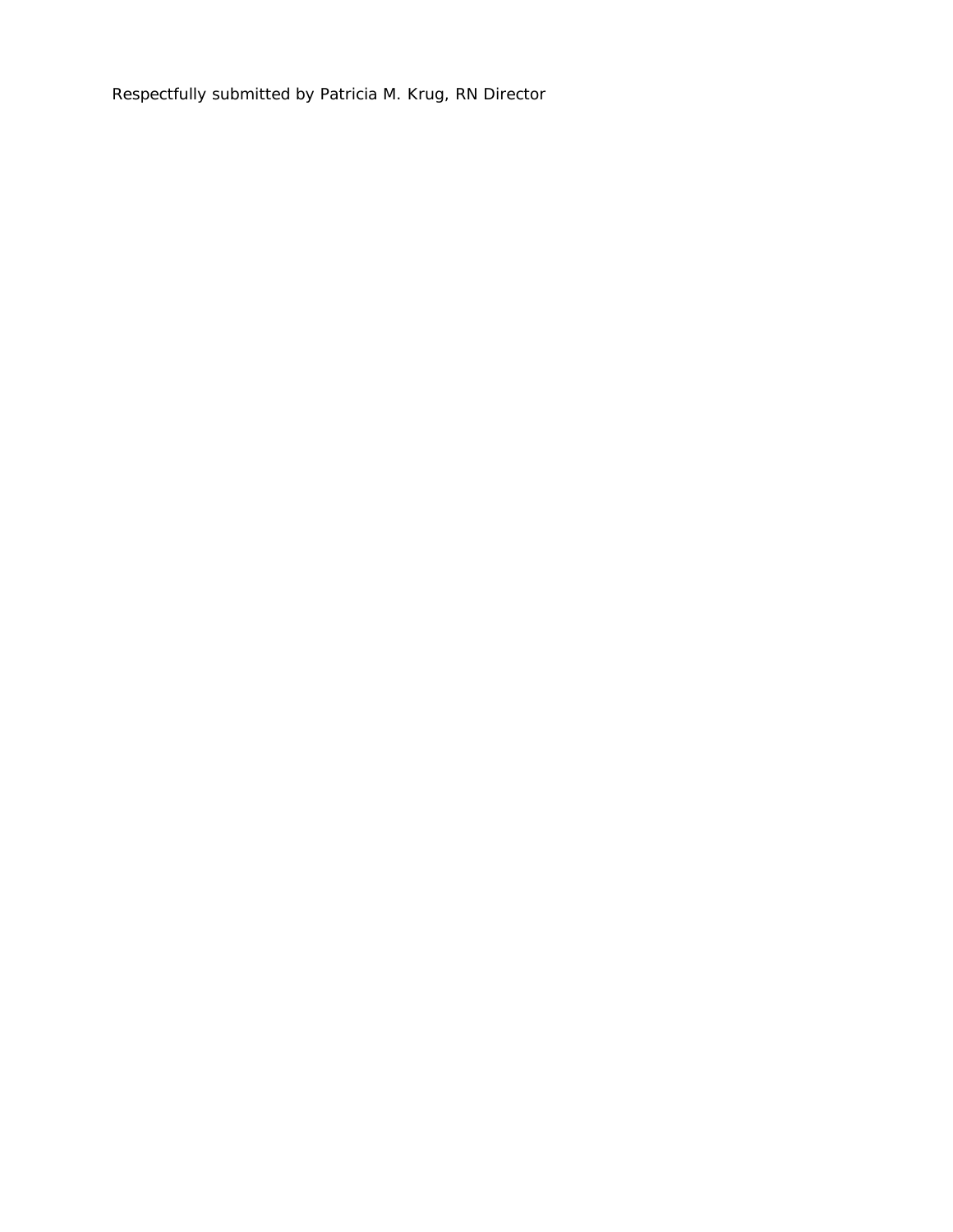Respectfully submitted by Patricia M. Krug, RN Director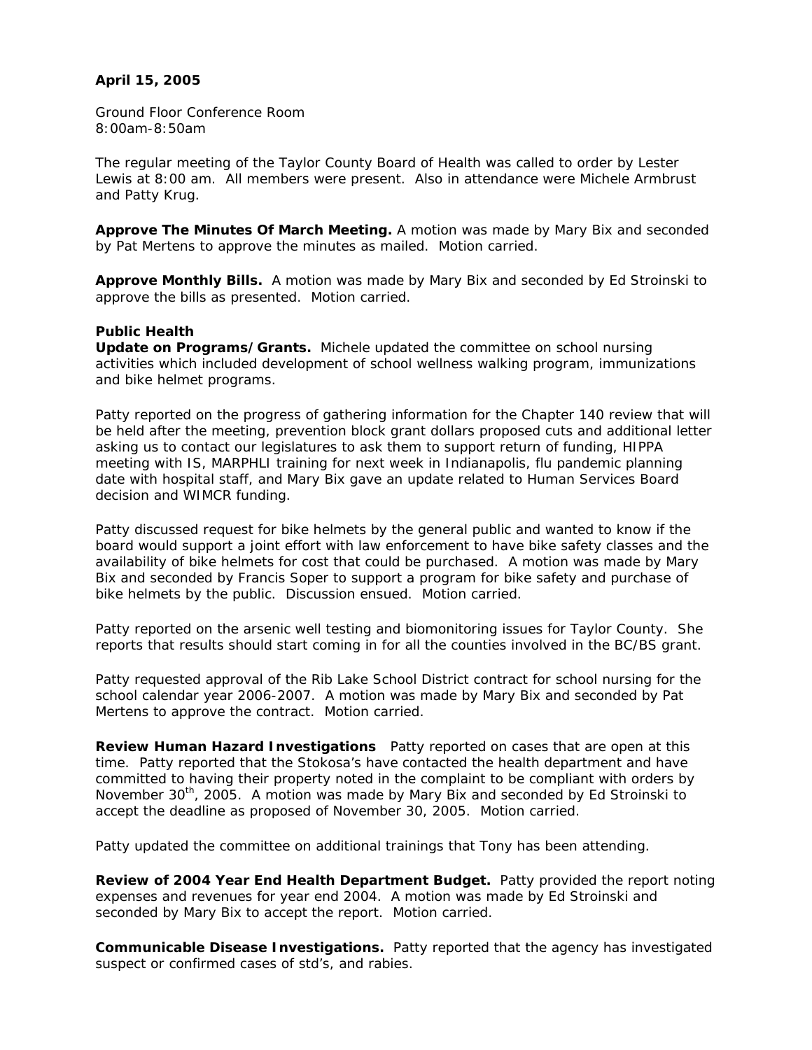**April 15, 2005**

Ground Floor Conference Room
8:00am-8:50am

The regular meeting of the Taylor County Board of Health was called to order by Lester Lewis at 8:00 am. All members were present. Also in attendance were Michele Armbrust and Patty Krug.

**Approve The Minutes Of March Meeting.** A motion was made by Mary Bix and seconded by Pat Mertens to approve the minutes as mailed. Motion carried.

**Approve Monthly Bills.** A motion was made by Mary Bix and seconded by Ed Stroinski to approve the bills as presented. Motion carried.

**Public Health**

**Update on Programs/Grants.** Michele updated the committee on school nursing activities which included development of school wellness walking program, immunizations and bike helmet programs.

Patty reported on the progress of gathering information for the Chapter 140 review that will be held after the meeting, prevention block grant dollars proposed cuts and additional letter asking us to contact our legislatures to ask them to support return of funding, HIPPA meeting with IS, MARPHLI training for next week in Indianapolis, flu pandemic planning date with hospital staff, and Mary Bix gave an update related to Human Services Board decision and WIMCR funding.

Patty discussed request for bike helmets by the general public and wanted to know if the board would support a joint effort with law enforcement to have bike safety classes and the availability of bike helmets for cost that could be purchased. A motion was made by Mary Bix and seconded by Francis Soper to support a program for bike safety and purchase of bike helmets by the public. Discussion ensued. Motion carried.

Patty reported on the arsenic well testing and biomonitoring issues for Taylor County. She reports that results should start coming in for all the counties involved in the BC/BS grant.

Patty requested approval of the Rib Lake School District contract for school nursing for the school calendar year 2006-2007. A motion was made by Mary Bix and seconded by Pat Mertens to approve the contract. Motion carried.

**Review Human Hazard Investigations** Patty reported on cases that are open at this time. Patty reported that the Stokosa's have contacted the health department and have committed to having their property noted in the complaint to be compliant with orders by November 30th, 2005. A motion was made by Mary Bix and seconded by Ed Stroinski to accept the deadline as proposed of November 30, 2005. Motion carried.

Patty updated the committee on additional trainings that Tony has been attending.

**Review of 2004 Year End Health Department Budget.** Patty provided the report noting expenses and revenues for year end 2004. A motion was made by Ed Stroinski and seconded by Mary Bix to accept the report. Motion carried.

**Communicable Disease Investigations.** Patty reported that the agency has investigated suspect or confirmed cases of std's, and rabies.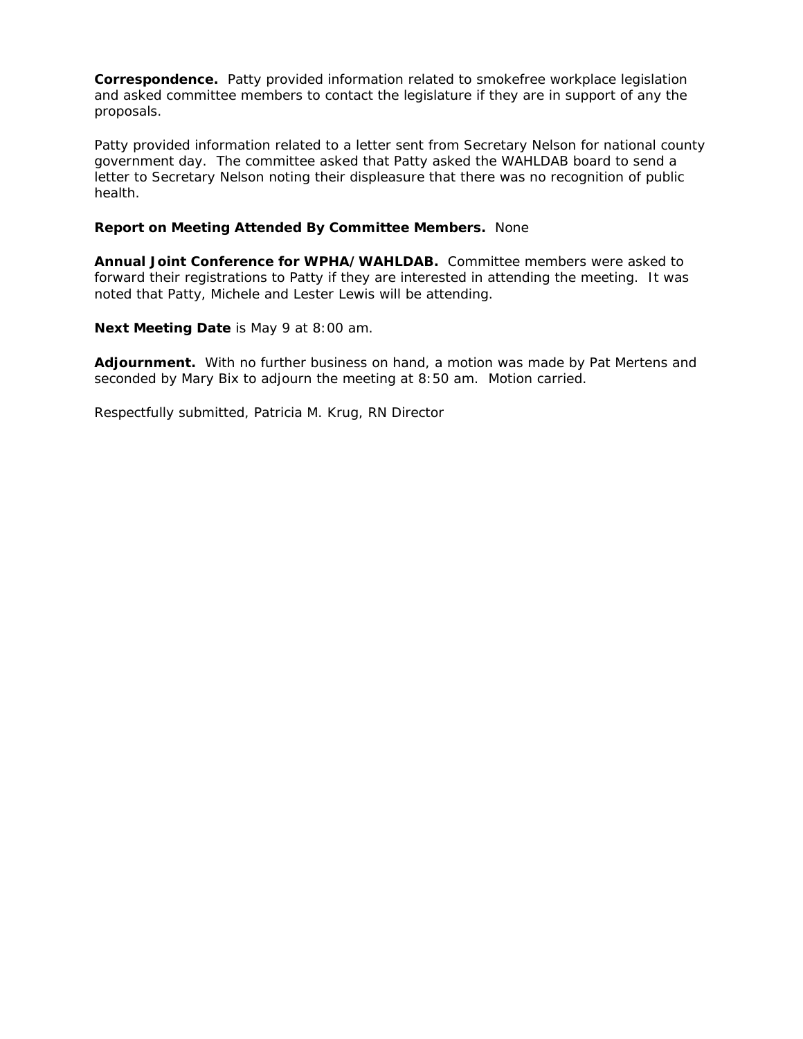**Correspondence.** Patty provided information related to smokefree workplace legislation and asked committee members to contact the legislature if they are in support of any the proposals.

Patty provided information related to a letter sent from Secretary Nelson for national county government day. The committee asked that Patty asked the WAHLDAB board to send a letter to Secretary Nelson noting their displeasure that there was no recognition of public health.

**Report on Meeting Attended By Committee Members.** None

**Annual Joint Conference for WPHA/WAHLDAB.** Committee members were asked to forward their registrations to Patty if they are interested in attending the meeting. It was noted that Patty, Michele and Lester Lewis will be attending.

**Next Meeting Date** is May 9 at 8:00 am.

**Adjournment.** With no further business on hand, a motion was made by Pat Mertens and seconded by Mary Bix to adjourn the meeting at 8:50 am. Motion carried.

Respectfully submitted, Patricia M. Krug, RN Director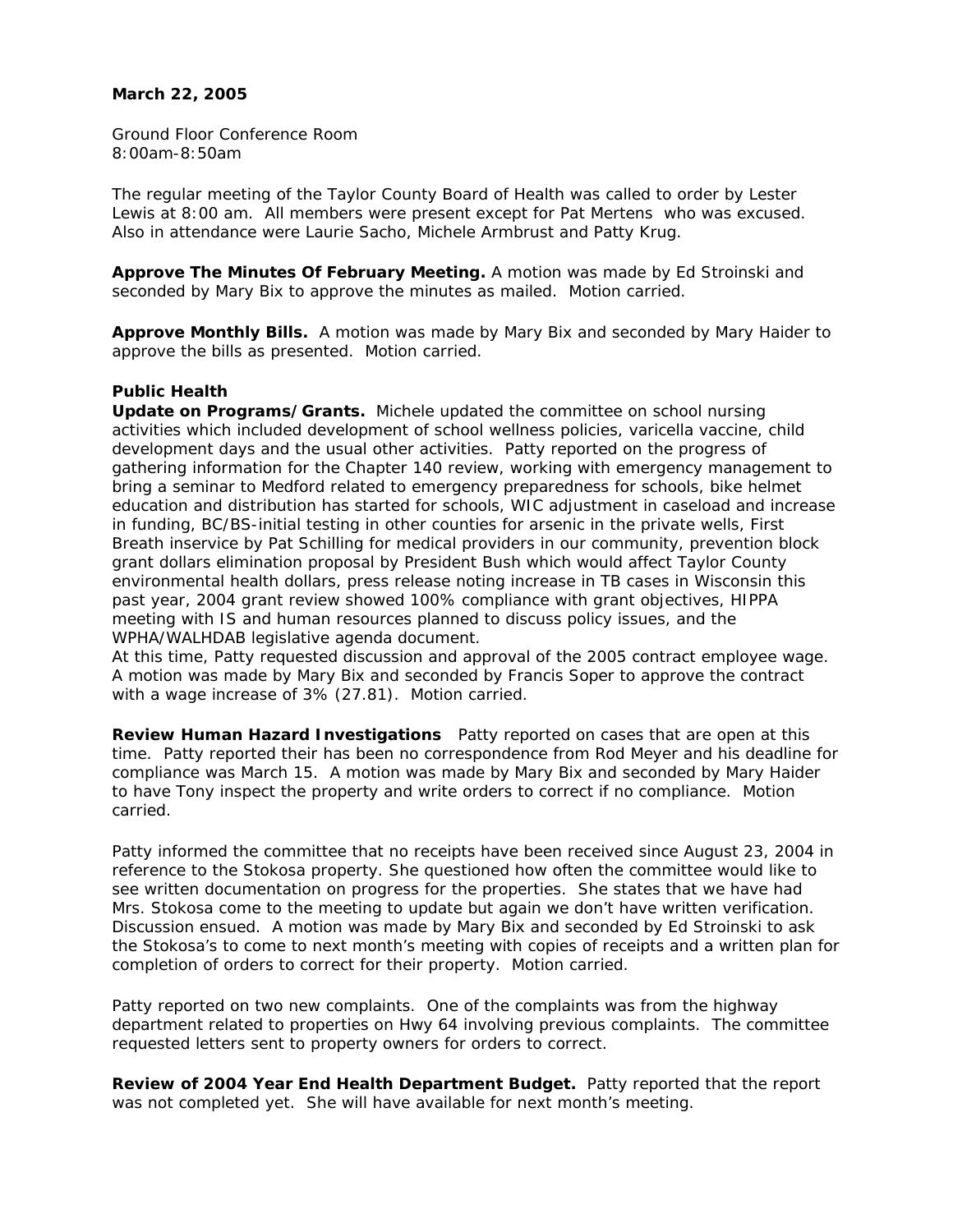**March 22, 2005**

Ground Floor Conference Room
8:00am-8:50am

The regular meeting of the Taylor County Board of Health was called to order by Lester Lewis at 8:00 am. All members were present except for Pat Mertens who was excused. Also in attendance were Laurie Sacho, Michele Armbrust and Patty Krug.

**Approve The Minutes Of February Meeting.** A motion was made by Ed Stroinski and seconded by Mary Bix to approve the minutes as mailed. Motion carried.

**Approve Monthly Bills.** A motion was made by Mary Bix and seconded by Mary Haider to approve the bills as presented. Motion carried.

**Public Health**

**Update on Programs/Grants.** Michele updated the committee on school nursing activities which included development of school wellness policies, varicella vaccine, child development days and the usual other activities. Patty reported on the progress of gathering information for the Chapter 140 review, working with emergency management to bring a seminar to Medford related to emergency preparedness for schools, bike helmet education and distribution has started for schools, WIC adjustment in caseload and increase in funding, BC/BS-initial testing in other counties for arsenic in the private wells, First Breath inservice by Pat Schilling for medical providers in our community, prevention block grant dollars elimination proposal by President Bush which would affect Taylor County environmental health dollars, press release noting increase in TB cases in Wisconsin this past year, 2004 grant review showed 100% compliance with grant objectives, HIPPA meeting with IS and human resources planned to discuss policy issues, and the WPHA/WALHDAB legislative agenda document.

At this time, Patty requested discussion and approval of the 2005 contract employee wage. A motion was made by Mary Bix and seconded by Francis Soper to approve the contract with a wage increase of 3% (27.81). Motion carried.

**Review Human Hazard Investigations** Patty reported on cases that are open at this time. Patty reported their has been no correspondence from Rod Meyer and his deadline for compliance was March 15. A motion was made by Mary Bix and seconded by Mary Haider to have Tony inspect the property and write orders to correct if no compliance. Motion carried.

Patty informed the committee that no receipts have been received since August 23, 2004 in reference to the Stokosa property. She questioned how often the committee would like to see written documentation on progress for the properties. She states that we have had Mrs. Stokosa come to the meeting to update but again we don't have written verification. Discussion ensued. A motion was made by Mary Bix and seconded by Ed Stroinski to ask the Stokosa's to come to next month's meeting with copies of receipts and a written plan for completion of orders to correct for their property. Motion carried.

Patty reported on two new complaints. One of the complaints was from the highway department related to properties on Hwy 64 involving previous complaints. The committee requested letters sent to property owners for orders to correct.

**Review of 2004 Year End Health Department Budget.** Patty reported that the report was not completed yet. She will have available for next month's meeting.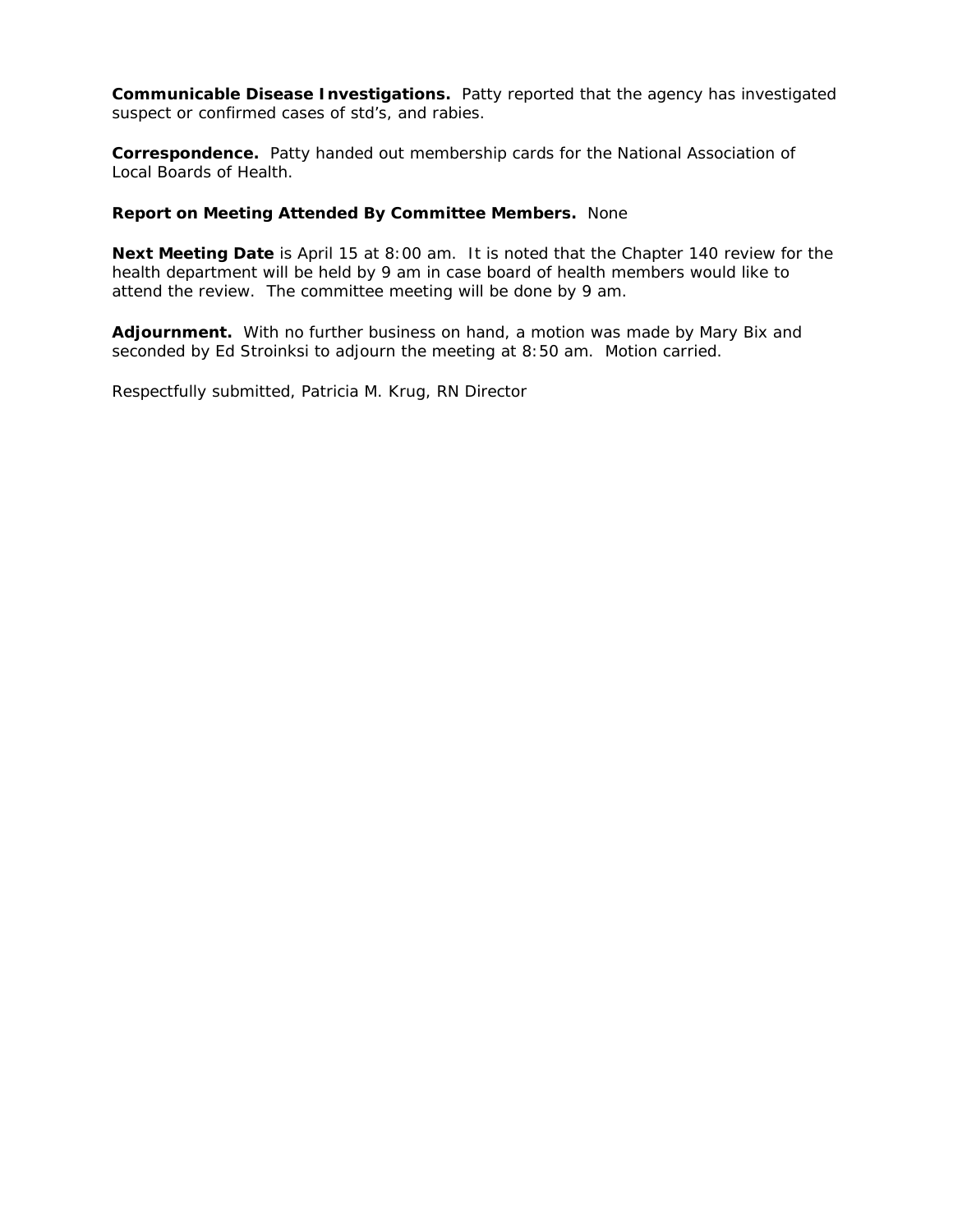**Communicable Disease Investigations.** Patty reported that the agency has investigated suspect or confirmed cases of std's, and rabies.

**Correspondence.** Patty handed out membership cards for the National Association of Local Boards of Health.

**Report on Meeting Attended By Committee Members.** None

**Next Meeting Date** is April 15 at 8:00 am. It is noted that the Chapter 140 review for the health department will be held by 9 am in case board of health members would like to attend the review. The committee meeting will be done by 9 am.

**Adjournment.** With no further business on hand, a motion was made by Mary Bix and seconded by Ed Stroinksi to adjourn the meeting at 8:50 am. Motion carried.

Respectfully submitted, Patricia M. Krug, RN Director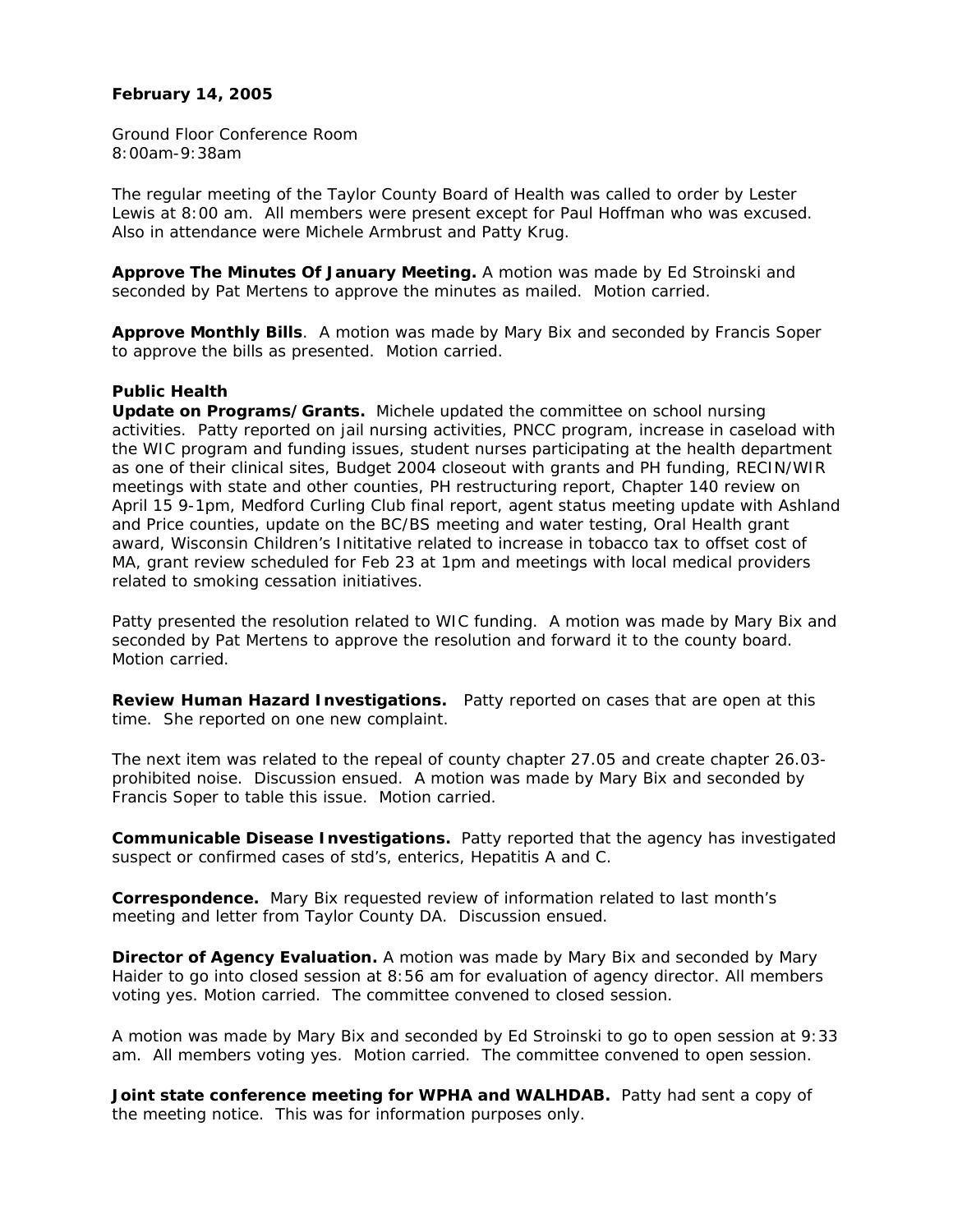**February 14, 2005**

Ground Floor Conference Room
8:00am-9:38am

The regular meeting of the Taylor County Board of Health was called to order by Lester Lewis at 8:00 am. All members were present except for Paul Hoffman who was excused. Also in attendance were Michele Armbrust and Patty Krug.

**Approve The Minutes Of January Meeting.** A motion was made by Ed Stroinski and seconded by Pat Mertens to approve the minutes as mailed. Motion carried.

**Approve Monthly Bills**. A motion was made by Mary Bix and seconded by Francis Soper to approve the bills as presented. Motion carried.

**Public Health**

**Update on Programs/Grants.** Michele updated the committee on school nursing activities. Patty reported on jail nursing activities, PNCC program, increase in caseload with the WIC program and funding issues, student nurses participating at the health department as one of their clinical sites, Budget 2004 closeout with grants and PH funding, RECIN/WIR meetings with state and other counties, PH restructuring report, Chapter 140 review on April 15 9-1pm, Medford Curling Club final report, agent status meeting update with Ashland and Price counties, update on the BC/BS meeting and water testing, Oral Health grant award, Wisconsin Children's Inititative related to increase in tobacco tax to offset cost of MA, grant review scheduled for Feb 23 at 1pm and meetings with local medical providers related to smoking cessation initiatives.

Patty presented the resolution related to WIC funding. A motion was made by Mary Bix and seconded by Pat Mertens to approve the resolution and forward it to the county board. Motion carried.

**Review Human Hazard Investigations.** Patty reported on cases that are open at this time. She reported on one new complaint.

The next item was related to the repeal of county chapter 27.05 and create chapter 26.03-prohibited noise. Discussion ensued. A motion was made by Mary Bix and seconded by Francis Soper to table this issue. Motion carried.

**Communicable Disease Investigations.** Patty reported that the agency has investigated suspect or confirmed cases of std's, enterics, Hepatitis A and C.

**Correspondence.** Mary Bix requested review of information related to last month's meeting and letter from Taylor County DA. Discussion ensued.

**Director of Agency Evaluation.** A motion was made by Mary Bix and seconded by Mary Haider to go into closed session at 8:56 am for evaluation of agency director. All members voting yes. Motion carried. The committee convened to closed session.

A motion was made by Mary Bix and seconded by Ed Stroinski to go to open session at 9:33 am. All members voting yes. Motion carried. The committee convened to open session.

**Joint state conference meeting for WPHA and WALHDAB.** Patty had sent a copy of the meeting notice. This was for information purposes only.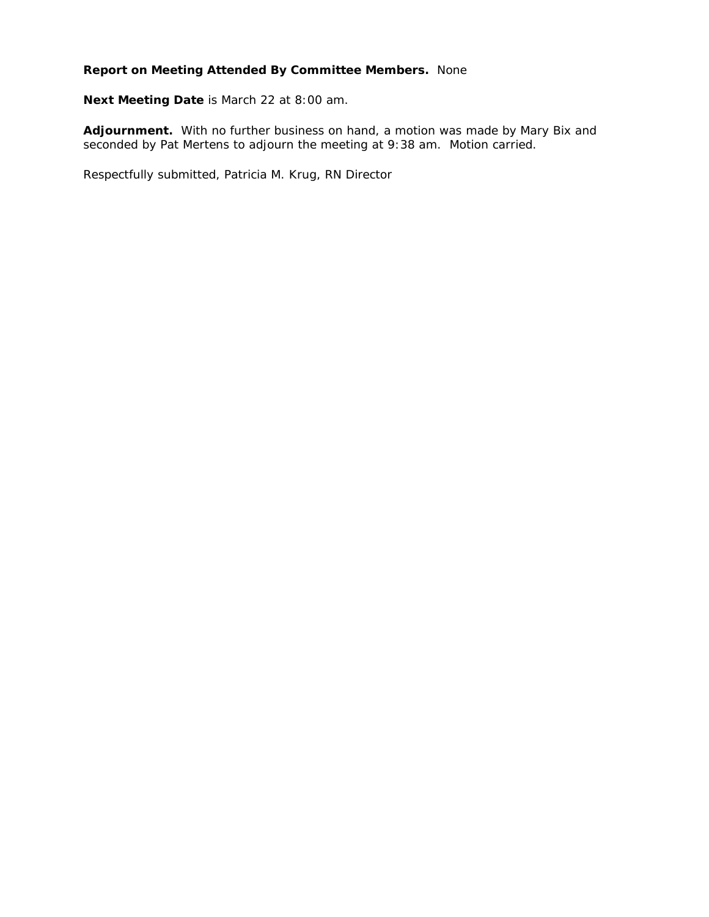**Report on Meeting Attended By Committee Members.** None

**Next Meeting Date** is March 22 at 8:00 am.

**Adjournment.** With no further business on hand, a motion was made by Mary Bix and seconded by Pat Mertens to adjourn the meeting at 9:38 am. Motion carried.

Respectfully submitted, Patricia M. Krug, RN Director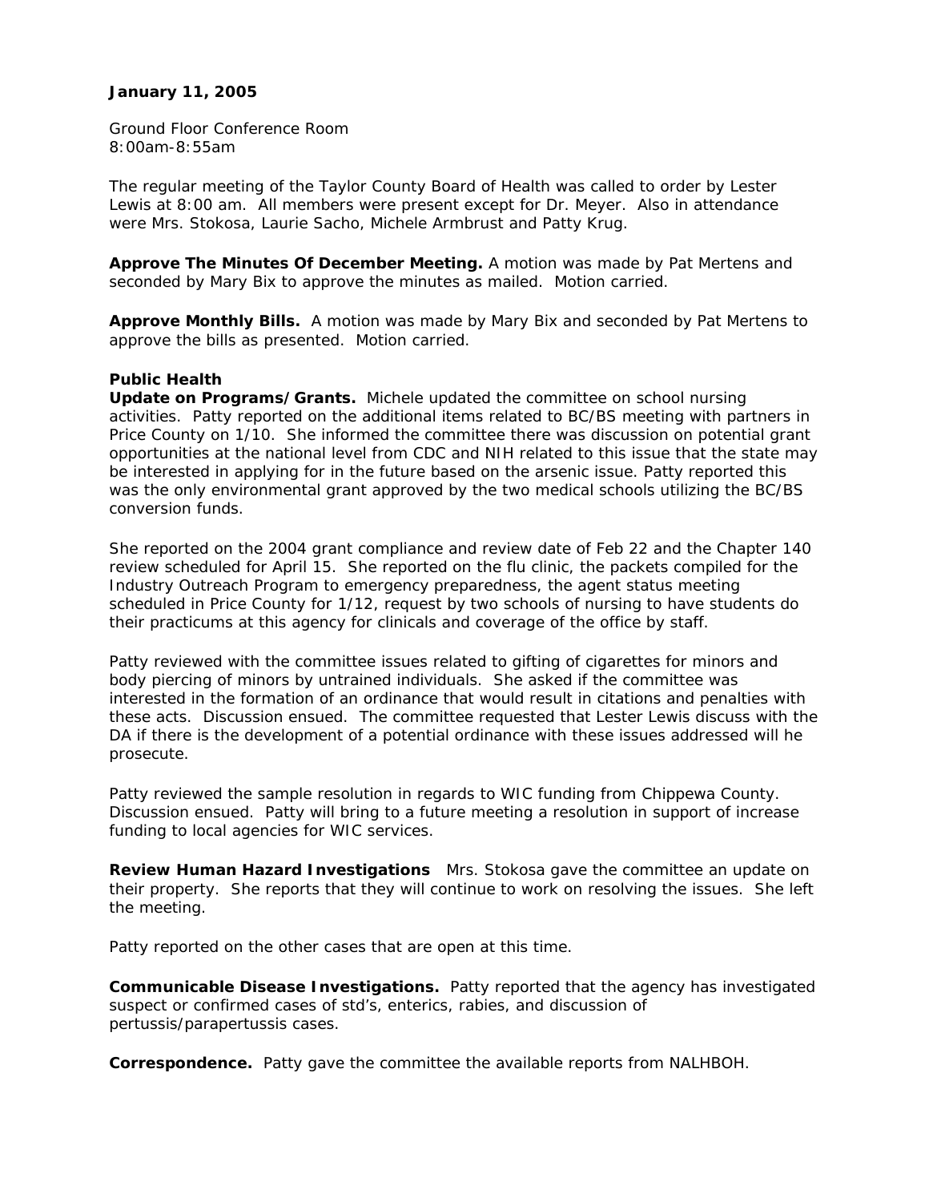**January 11, 2005**

Ground Floor Conference Room
8:00am-8:55am

The regular meeting of the Taylor County Board of Health was called to order by Lester Lewis at 8:00 am. All members were present except for Dr. Meyer. Also in attendance were Mrs. Stokosa, Laurie Sacho, Michele Armbrust and Patty Krug.

**Approve The Minutes Of December Meeting.** A motion was made by Pat Mertens and seconded by Mary Bix to approve the minutes as mailed. Motion carried.

**Approve Monthly Bills.** A motion was made by Mary Bix and seconded by Pat Mertens to approve the bills as presented. Motion carried.

**Public Health**

**Update on Programs/Grants.** Michele updated the committee on school nursing activities. Patty reported on the additional items related to BC/BS meeting with partners in Price County on 1/10. She informed the committee there was discussion on potential grant opportunities at the national level from CDC and NIH related to this issue that the state may be interested in applying for in the future based on the arsenic issue. Patty reported this was the only environmental grant approved by the two medical schools utilizing the BC/BS conversion funds.

She reported on the 2004 grant compliance and review date of Feb 22 and the Chapter 140 review scheduled for April 15. She reported on the flu clinic, the packets compiled for the Industry Outreach Program to emergency preparedness, the agent status meeting scheduled in Price County for 1/12, request by two schools of nursing to have students do their practicums at this agency for clinicals and coverage of the office by staff.

Patty reviewed with the committee issues related to gifting of cigarettes for minors and body piercing of minors by untrained individuals. She asked if the committee was interested in the formation of an ordinance that would result in citations and penalties with these acts. Discussion ensued. The committee requested that Lester Lewis discuss with the DA if there is the development of a potential ordinance with these issues addressed will he prosecute.

Patty reviewed the sample resolution in regards to WIC funding from Chippewa County. Discussion ensued. Patty will bring to a future meeting a resolution in support of increase funding to local agencies for WIC services.

**Review Human Hazard Investigations** Mrs. Stokosa gave the committee an update on their property. She reports that they will continue to work on resolving the issues. She left the meeting.

Patty reported on the other cases that are open at this time.

**Communicable Disease Investigations.** Patty reported that the agency has investigated suspect or confirmed cases of std's, enterics, rabies, and discussion of pertussis/parapertussis cases.

**Correspondence.** Patty gave the committee the available reports from NALHBOH.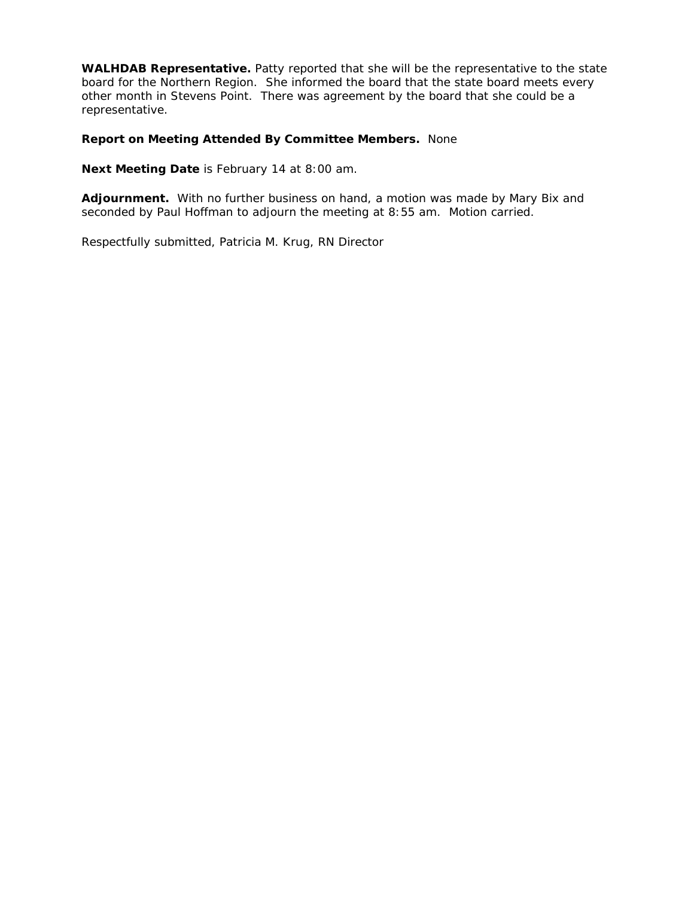**WALHDAB Representative.** Patty reported that she will be the representative to the state board for the Northern Region. She informed the board that the state board meets every other month in Stevens Point. There was agreement by the board that she could be a representative.

**Report on Meeting Attended By Committee Members.** None

**Next Meeting Date** is February 14 at 8:00 am.

**Adjournment.** With no further business on hand, a motion was made by Mary Bix and seconded by Paul Hoffman to adjourn the meeting at 8:55 am. Motion carried.

Respectfully submitted, Patricia M. Krug, RN Director